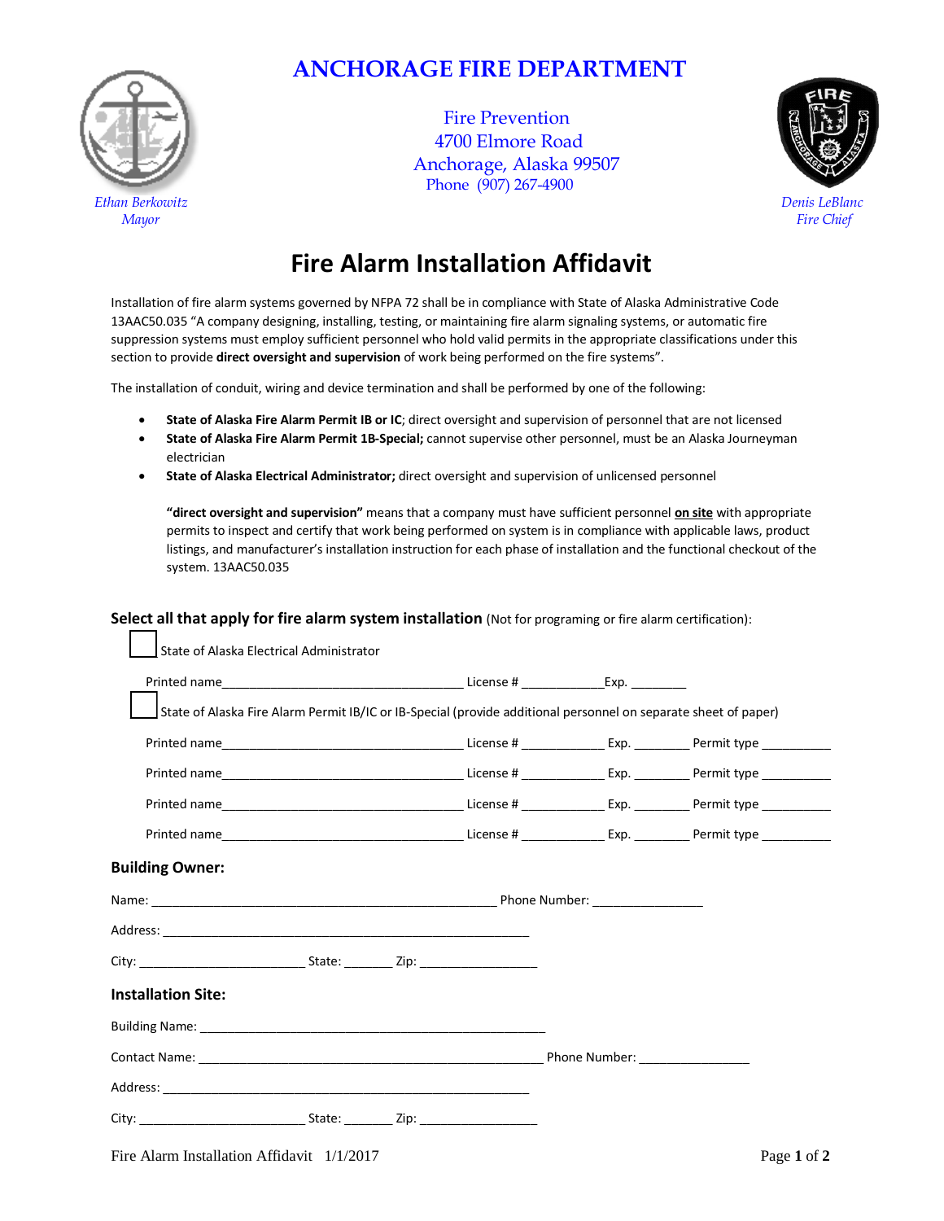# ANCHORAGE FIRE DEPARTMENT

Fire Prevention
4700 Elmore Road
Anchorage, Alaska 99507
Phone (907) 267-4900

*Ethan Berkowitz*
*Mayor*

*Denis LeBlanc*
*Fire Chief*

# Fire Alarm Installation Affidavit

Installation of fire alarm systems governed by NFPA 72 shall be in compliance with State of Alaska Administrative Code 13AAC50.035 "A company designing, installing, testing, or maintaining fire alarm signaling systems, or automatic fire suppression systems must employ sufficient personnel who hold valid permits in the appropriate classifications under this section to provide **direct oversight and supervision** of work being performed on the fire systems".

The installation of conduit, wiring and device termination and shall be performed by one of the following:

- **State of Alaska Fire Alarm Permit IB or IC**; direct oversight and supervision of personnel that are not licensed
- **State of Alaska Fire Alarm Permit 1B-Special;** cannot supervise other personnel, must be an Alaska Journeyman electrician
- **State of Alaska Electrical Administrator;** direct oversight and supervision of unlicensed personnel

**"direct oversight and supervision"** means that a company must have sufficient personnel **on site** with appropriate permits to inspect and certify that work being performed on system is in compliance with applicable laws, product listings, and manufacturer's installation instruction for each phase of installation and the functional checkout of the system. 13AAC50.035

**Select all that apply for fire alarm system installation** (Not for programing or fire alarm certification):

☐ State of Alaska Electrical Administrator

Printed name___________________________ License # ____________Exp. ________

☐ State of Alaska Fire Alarm Permit IB/IC or IB-Special (provide additional personnel on separate sheet of paper)

Printed name___________________________ License # ____________ Exp. ________ Permit type __________

Printed name___________________________ License # ____________ Exp. ________ Permit type __________

Printed name___________________________ License # ____________ Exp. ________ Permit type __________

Printed name___________________________ License # ____________ Exp. ________ Permit type __________

## Building Owner:

Name: ______________________________________________ Phone Number: ________________

Address: ______________________________________________

City: ________________________ State: _______ Zip: _________________

## Installation Site:

Building Name: ______________________________________________

Contact Name: ______________________________________________ Phone Number: ________________

Address: ______________________________________________

City: ________________________ State: _______ Zip: _________________

Fire Alarm Installation Affidavit 1/1/2017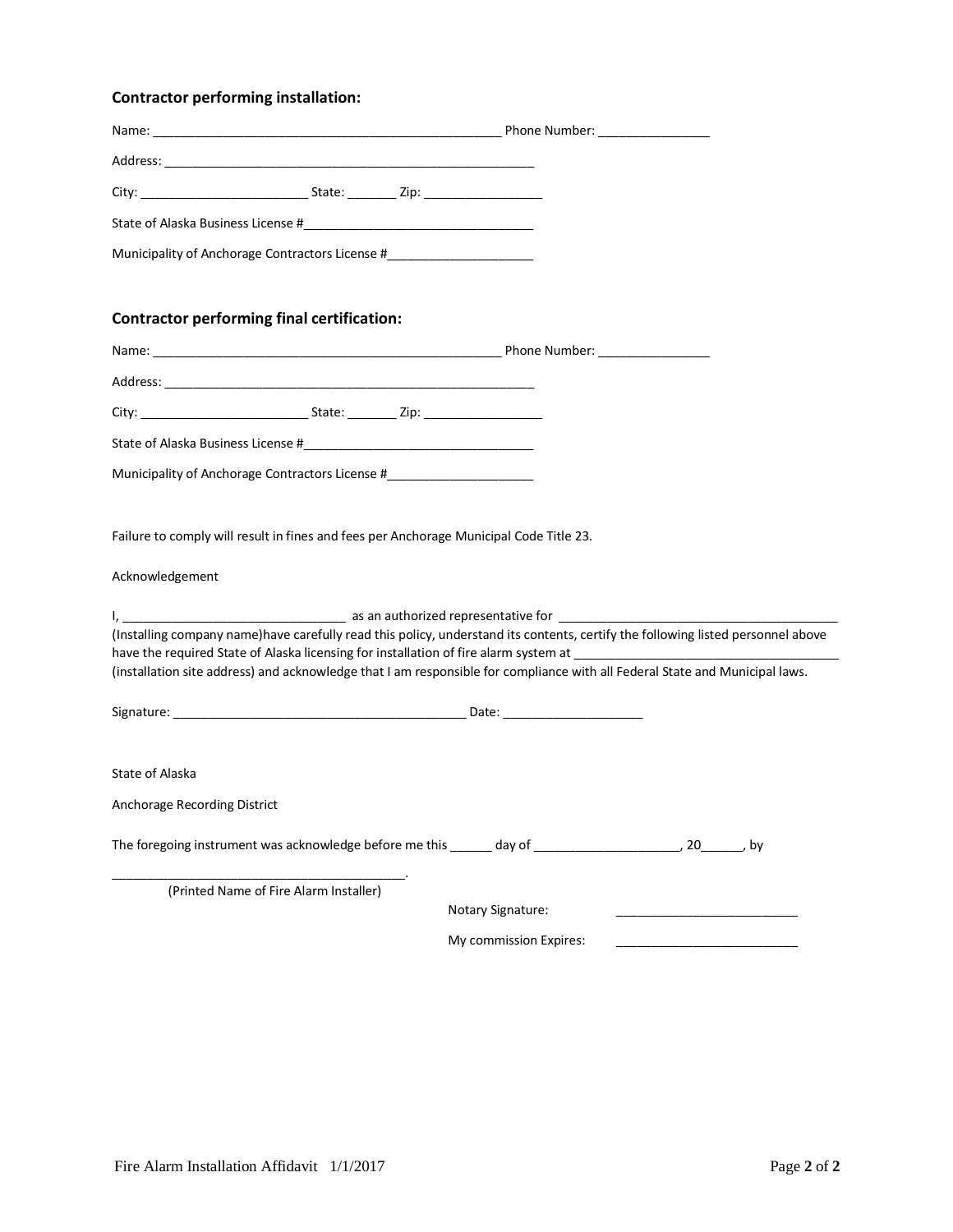### Contractor performing installation:

Name: ___________________________________________________ Phone Number: ________________

Address: _______________________________________________________

City: ________________________ State: _______ Zip: _________________

State of Alaska Business License #_________________________________

Municipality of Anchorage Contractors License #_____________________

### Contractor performing final certification:

Name: ___________________________________________________ Phone Number: ________________

Address: _______________________________________________________

City: ________________________ State: _______ Zip: _________________

State of Alaska Business License #_________________________________

Municipality of Anchorage Contractors License #_____________________

Failure to comply will result in fines and fees per Anchorage Municipal Code Title 23.

Acknowledgement

I, _________________________________ as an authorized representative for _________________________________________ (Installing company name)have carefully read this policy, understand its contents, certify the following listed personnel above have the required State of Alaska licensing for installation of fire alarm system at ______________________________________ (installation site address) and acknowledge that I am responsible for compliance with all Federal State and Municipal laws.

Signature: __________________________________________ Date: ____________________

State of Alaska

Anchorage Recording District

The foregoing instrument was acknowledge before me this ______ day of _____________________, 20______, by

__________________________________________.

(Printed Name of Fire Alarm Installer)

Notary Signature: __________________________

My commission Expires: __________________________